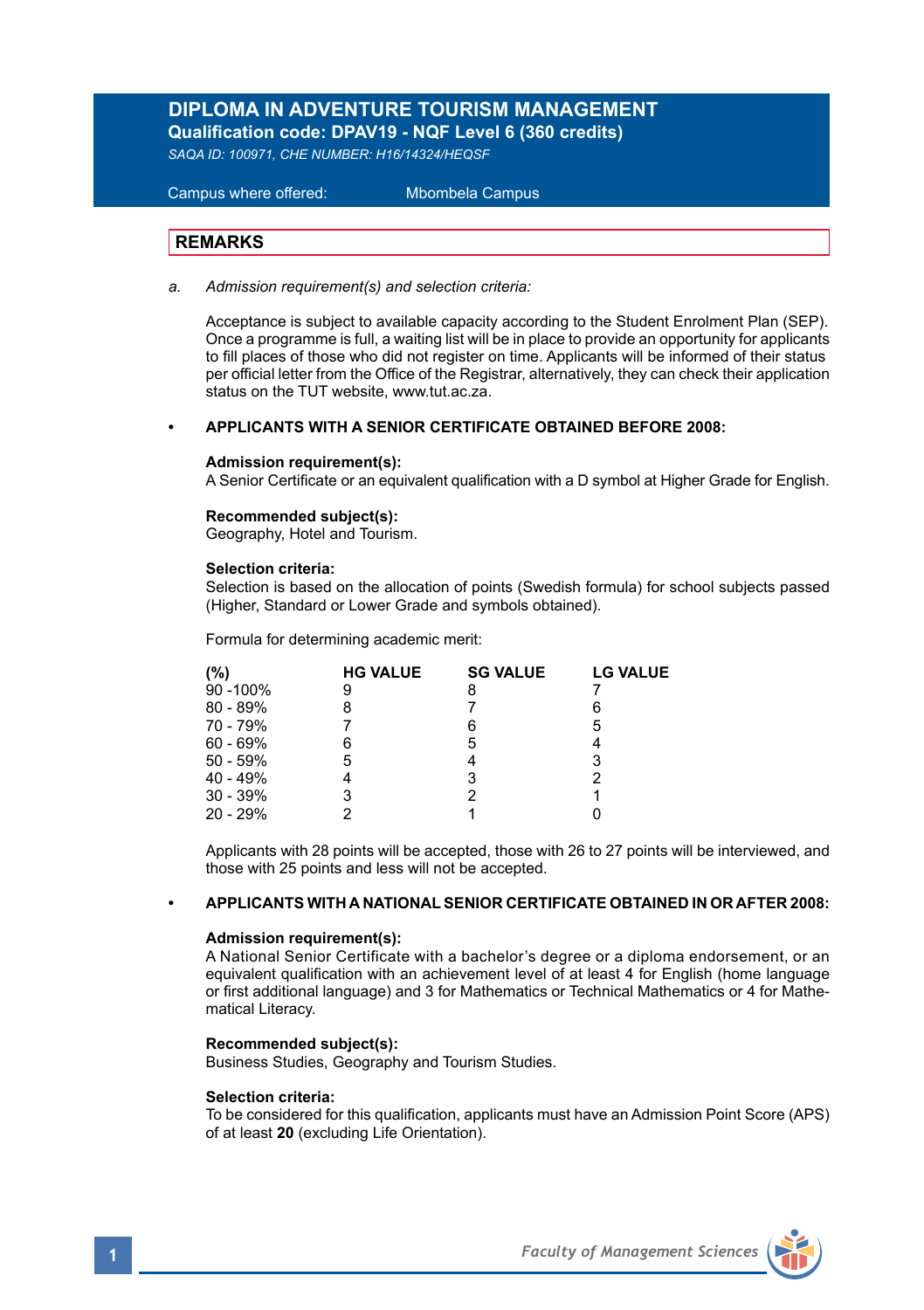# DIPLOMA IN ADVENTURE TOURISM MANAGEMENT

**Qualification code: DPAV19 - NQF Level 6 (360 credits)**

*SAQA ID: 100971, CHE NUMBER: H16/14324/HEQSF*

Campus where offered: Mbombela Campus

## REMARKS

a. *Admission requirement(s) and selection criteria:*

Acceptance is subject to available capacity according to the Student Enrolment Plan (SEP). Once a programme is full, a waiting list will be in place to provide an opportunity for applicants to fill places of those who did not register on time. Applicants will be informed of their status per official letter from the Office of the Registrar, alternatively, they can check their application status on the TUT website, www.tut.ac.za.

- **APPLICANTS WITH A SENIOR CERTIFICATE OBTAINED BEFORE 2008:**

**Admission requirement(s):**
A Senior Certificate or an equivalent qualification with a D symbol at Higher Grade for English.

**Recommended subject(s):**
Geography, Hotel and Tourism.

**Selection criteria:**
Selection is based on the allocation of points (Swedish formula) for school subjects passed (Higher, Standard or Lower Grade and symbols obtained).

Formula for determining academic merit:

| (%) | HG VALUE | SG VALUE | LG VALUE |
|---|---|---|---|
| 90 -100% | 9 | 8 | 7 |
| 80 - 89% | 8 | 7 | 6 |
| 70 - 79% | 7 | 6 | 5 |
| 60 - 69% | 6 | 5 | 4 |
| 50 - 59% | 5 | 4 | 3 |
| 40 - 49% | 4 | 3 | 2 |
| 30 - 39% | 3 | 2 | 1 |
| 20 - 29% | 2 | 1 | 0 |

Applicants with 28 points will be accepted, those with 26 to 27 points will be interviewed, and those with 25 points and less will not be accepted.

- **APPLICANTS WITH A NATIONAL SENIOR CERTIFICATE OBTAINED IN OR AFTER 2008:**

**Admission requirement(s):**
A National Senior Certificate with a bachelor's degree or a diploma endorsement, or an equivalent qualification with an achievement level of at least 4 for English (home language or first additional language) and 3 for Mathematics or Technical Mathematics or 4 for Mathematical Literacy.

**Recommended subject(s):**
Business Studies, Geography and Tourism Studies.

**Selection criteria:**
To be considered for this qualification, applicants must have an Admission Point Score (APS) of at least **20** (excluding Life Orientation).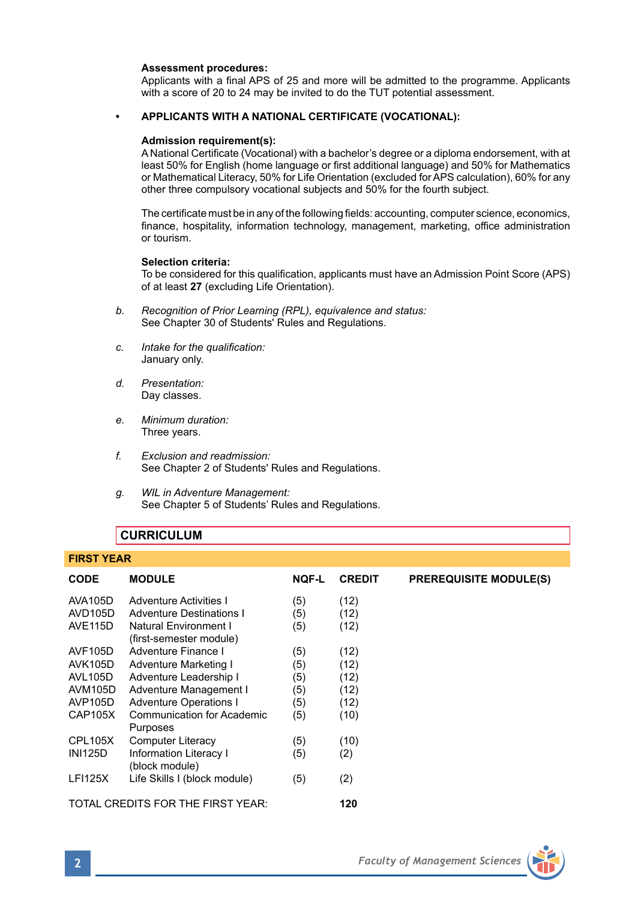**Assessment procedures:**
Applicants with a final APS of 25 and more will be admitted to the programme. Applicants with a score of 20 to 24 may be invited to do the TUT potential assessment.

- **APPLICANTS WITH A NATIONAL CERTIFICATE (VOCATIONAL):**

**Admission requirement(s):**
A National Certificate (Vocational) with a bachelor's degree or a diploma endorsement, with at least 50% for English (home language or first additional language) and 50% for Mathematics or Mathematical Literacy, 50% for Life Orientation (excluded for APS calculation), 60% for any other three compulsory vocational subjects and 50% for the fourth subject.

The certificate must be in any of the following fields: accounting, computer science, economics, finance, hospitality, information technology, management, marketing, office administration or tourism.

**Selection criteria:**
To be considered for this qualification, applicants must have an Admission Point Score (APS) of at least **27** (excluding Life Orientation).

b. *Recognition of Prior Learning (RPL), equivalence and status:*
See Chapter 30 of Students' Rules and Regulations.

c. *Intake for the qualification:*
January only.

d. *Presentation:*
Day classes.

e. *Minimum duration:*
Three years.

f. *Exclusion and readmission:*
See Chapter 2 of Students' Rules and Regulations.

g. *WIL in Adventure Management:*
See Chapter 5 of Students' Rules and Regulations.

## CURRICULUM

### FIRST YEAR

| CODE | MODULE | NQF-L | CREDIT | PREREQUISITE MODULE(S) |
|---|---|---|---|---|
| AVA105D | Adventure Activities I | (5) | (12) | |
| AVD105D | Adventure Destinations I | (5) | (12) | |
| AVE115D | Natural Environment I (first-semester module) | (5) | (12) | |
| AVF105D | Adventure Finance I | (5) | (12) | |
| AVK105D | Adventure Marketing I | (5) | (12) | |
| AVL105D | Adventure Leadership I | (5) | (12) | |
| AVM105D | Adventure Management I | (5) | (12) | |
| AVP105D | Adventure Operations I | (5) | (12) | |
| CAP105X | Communication for Academic Purposes | (5) | (10) | |
| CPL105X | Computer Literacy | (5) | (10) | |
| INI125D | Information Literacy I (block module) | (5) | (2) | |
| LFI125X | Life Skills I (block module) | (5) | (2) | |
| TOTAL CREDITS FOR THE FIRST YEAR: | | | **120** | |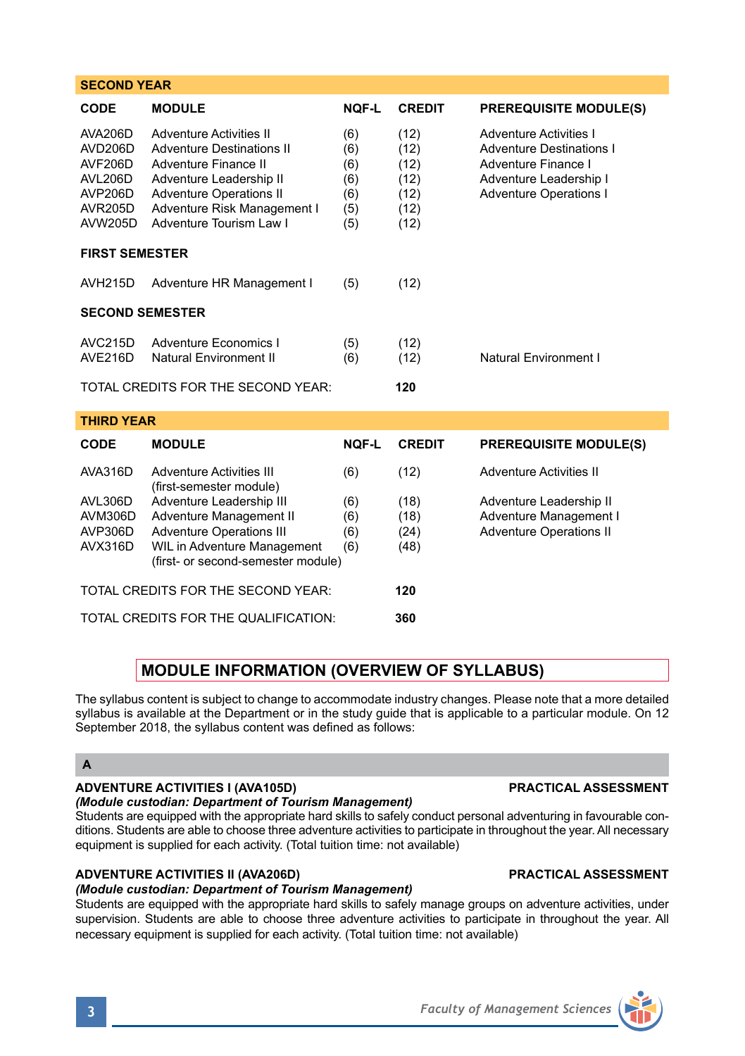## SECOND YEAR

| CODE | MODULE | NQF-L | CREDIT | PREREQUISITE MODULE(S) |
|---|---|---|---|---|
| AVA206D | Adventure Activities II | (6) | (12) | Adventure Activities I |
| AVD206D | Adventure Destinations II | (6) | (12) | Adventure Destinations I |
| AVF206D | Adventure Finance II | (6) | (12) | Adventure Finance I |
| AVL206D | Adventure Leadership II | (6) | (12) | Adventure Leadership I |
| AVP206D | Adventure Operations II | (6) | (12) | Adventure Operations I |
| AVR205D | Adventure Risk Management I | (5) | (12) | |
| AVW205D | Adventure Tourism Law I | (5) | (12) | |
| **FIRST SEMESTER** | | | | |
| AVH215D | Adventure HR Management I | (5) | (12) | |
| **SECOND SEMESTER** | | | | |
| AVC215D | Adventure Economics I | (5) | (12) | |
| AVE216D | Natural Environment II | (6) | (12) | Natural Environment I |
| TOTAL CREDITS FOR THE SECOND YEAR: | | | **120** | |

## THIRD YEAR

| CODE | MODULE | NQF-L | CREDIT | PREREQUISITE MODULE(S) |
|---|---|---|---|---|
| AVA316D | Adventure Activities III (first-semester module) | (6) | (12) | Adventure Activities II |
| AVL306D | Adventure Leadership III | (6) | (18) | Adventure Leadership II |
| AVM306D | Adventure Management II | (6) | (18) | Adventure Management I |
| AVP306D | Adventure Operations III | (6) | (24) | Adventure Operations II |
| AVX316D | WIL in Adventure Management (first- or second-semester module) | (6) | (48) | |
| TOTAL CREDITS FOR THE SECOND YEAR: | | | **120** | |
| TOTAL CREDITS FOR THE QUALIFICATION: | | | **360** | |

## MODULE INFORMATION (OVERVIEW OF SYLLABUS)

The syllabus content is subject to change to accommodate industry changes. Please note that a more detailed syllabus is available at the Department or in the study guide that is applicable to a particular module. On 12 September 2018, the syllabus content was defined as follows:

### A

**ADVENTURE ACTIVITIES I (AVA105D)** — **PRACTICAL ASSESSMENT**

*(Module custodian: Department of Tourism Management)*

Students are equipped with the appropriate hard skills to safely conduct personal adventuring in favourable conditions. Students are able to choose three adventure activities to participate in throughout the year. All necessary equipment is supplied for each activity. (Total tuition time: not available)

**ADVENTURE ACTIVITIES II (AVA206D)** — **PRACTICAL ASSESSMENT**

*(Module custodian: Department of Tourism Management)*

Students are equipped with the appropriate hard skills to safely manage groups on adventure activities, under supervision. Students are able to choose three adventure activities to participate in throughout the year. All necessary equipment is supplied for each activity. (Total tuition time: not available)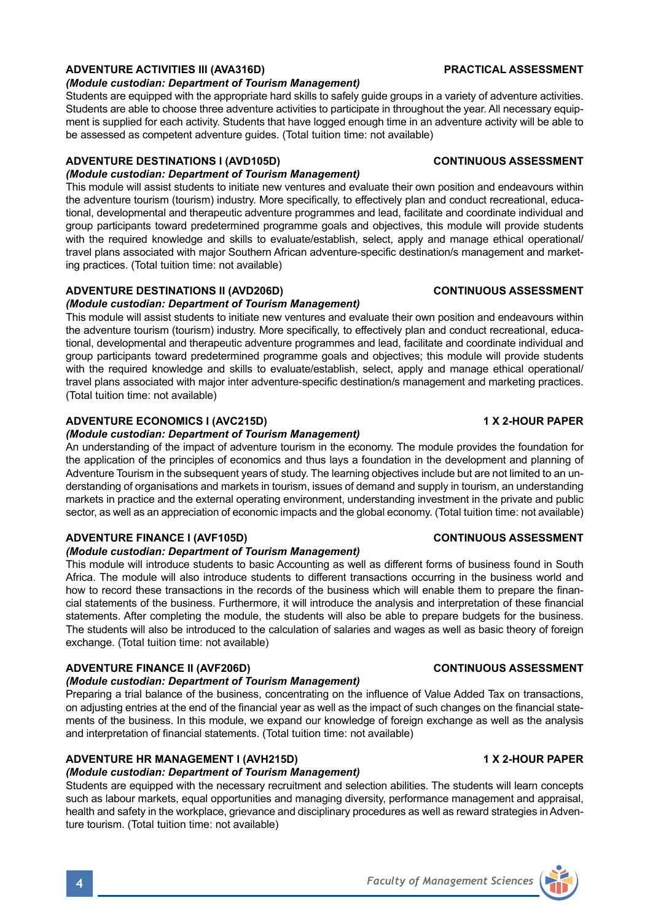### ADVENTURE ACTIVITIES III (AVA316D) PRACTICAL ASSESSMENT

*(Module custodian: Department of Tourism Management)*

Students are equipped with the appropriate hard skills to safely guide groups in a variety of adventure activities. Students are able to choose three adventure activities to participate in throughout the year. All necessary equipment is supplied for each activity. Students that have logged enough time in an adventure activity will be able to be assessed as competent adventure guides. (Total tuition time: not available)

### ADVENTURE DESTINATIONS I (AVD105D) CONTINUOUS ASSESSMENT

*(Module custodian: Department of Tourism Management)*

This module will assist students to initiate new ventures and evaluate their own position and endeavours within the adventure tourism (tourism) industry. More specifically, to effectively plan and conduct recreational, educational, developmental and therapeutic adventure programmes and lead, facilitate and coordinate individual and group participants toward predetermined programme goals and objectives, this module will provide students with the required knowledge and skills to evaluate/establish, select, apply and manage ethical operational/travel plans associated with major Southern African adventure-specific destination/s management and marketing practices. (Total tuition time: not available)

### ADVENTURE DESTINATIONS II (AVD206D) CONTINUOUS ASSESSMENT

*(Module custodian: Department of Tourism Management)*

This module will assist students to initiate new ventures and evaluate their own position and endeavours within the adventure tourism (tourism) industry. More specifically, to effectively plan and conduct recreational, educational, developmental and therapeutic adventure programmes and lead, facilitate and coordinate individual and group participants toward predetermined programme goals and objectives; this module will provide students with the required knowledge and skills to evaluate/establish, select, apply and manage ethical operational/travel plans associated with major inter adventure-specific destination/s management and marketing practices. (Total tuition time: not available)

### ADVENTURE ECONOMICS I (AVC215D) 1 X 2-HOUR PAPER

*(Module custodian: Department of Tourism Management)*

An understanding of the impact of adventure tourism in the economy. The module provides the foundation for the application of the principles of economics and thus lays a foundation in the development and planning of Adventure Tourism in the subsequent years of study. The learning objectives include but are not limited to an understanding of organisations and markets in tourism, issues of demand and supply in tourism, an understanding markets in practice and the external operating environment, understanding investment in the private and public sector, as well as an appreciation of economic impacts and the global economy. (Total tuition time: not available)

### ADVENTURE FINANCE I (AVF105D) CONTINUOUS ASSESSMENT

*(Module custodian: Department of Tourism Management)*

This module will introduce students to basic Accounting as well as different forms of business found in South Africa. The module will also introduce students to different transactions occurring in the business world and how to record these transactions in the records of the business which will enable them to prepare the financial statements of the business. Furthermore, it will introduce the analysis and interpretation of these financial statements. After completing the module, the students will also be able to prepare budgets for the business. The students will also be introduced to the calculation of salaries and wages as well as basic theory of foreign exchange. (Total tuition time: not available)

### ADVENTURE FINANCE II (AVF206D) CONTINUOUS ASSESSMENT

*(Module custodian: Department of Tourism Management)*

Preparing a trial balance of the business, concentrating on the influence of Value Added Tax on transactions, on adjusting entries at the end of the financial year as well as the impact of such changes on the financial statements of the business. In this module, we expand our knowledge of foreign exchange as well as the analysis and interpretation of financial statements. (Total tuition time: not available)

### ADVENTURE HR MANAGEMENT I (AVH215D) 1 X 2-HOUR PAPER

*(Module custodian: Department of Tourism Management)*

Students are equipped with the necessary recruitment and selection abilities. The students will learn concepts such as labour markets, equal opportunities and managing diversity, performance management and appraisal, health and safety in the workplace, grievance and disciplinary procedures as well as reward strategies in Adventure tourism. (Total tuition time: not available)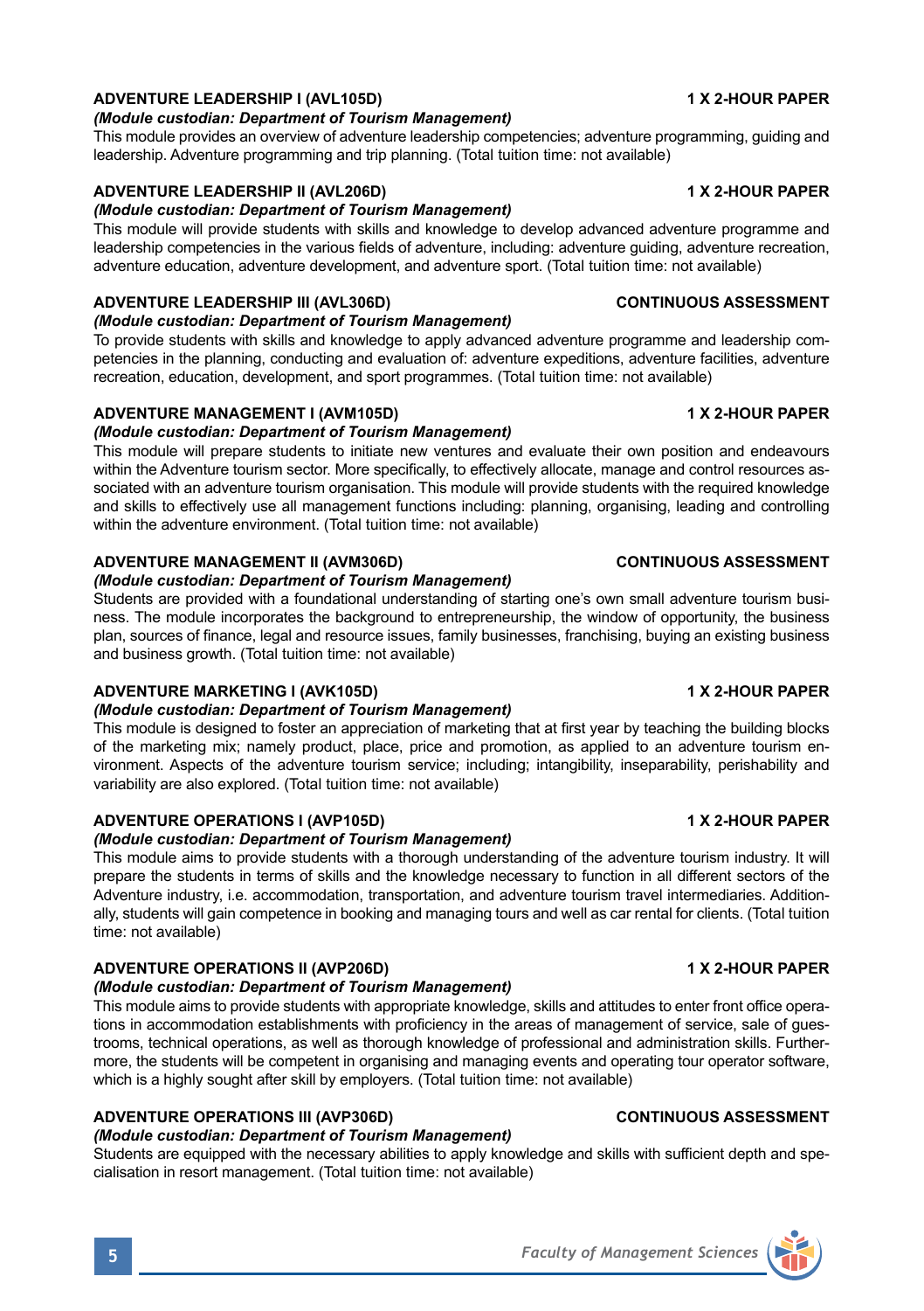### ADVENTURE LEADERSHIP I (AVL105D) — 1 X 2-HOUR PAPER

***(Module custodian: Department of Tourism Management)***

This module provides an overview of adventure leadership competencies; adventure programming, guiding and leadership. Adventure programming and trip planning. (Total tuition time: not available)

### ADVENTURE LEADERSHIP II (AVL206D) — 1 X 2-HOUR PAPER

***(Module custodian: Department of Tourism Management)***

This module will provide students with skills and knowledge to develop advanced adventure programme and leadership competencies in the various fields of adventure, including: adventure guiding, adventure recreation, adventure education, adventure development, and adventure sport. (Total tuition time: not available)

### ADVENTURE LEADERSHIP III (AVL306D) — CONTINUOUS ASSESSMENT

***(Module custodian: Department of Tourism Management)***

To provide students with skills and knowledge to apply advanced adventure programme and leadership competencies in the planning, conducting and evaluation of: adventure expeditions, adventure facilities, adventure recreation, education, development, and sport programmes. (Total tuition time: not available)

### ADVENTURE MANAGEMENT I (AVM105D) — 1 X 2-HOUR PAPER

***(Module custodian: Department of Tourism Management)***

This module will prepare students to initiate new ventures and evaluate their own position and endeavours within the Adventure tourism sector. More specifically, to effectively allocate, manage and control resources associated with an adventure tourism organisation. This module will provide students with the required knowledge and skills to effectively use all management functions including: planning, organising, leading and controlling within the adventure environment. (Total tuition time: not available)

### ADVENTURE MANAGEMENT II (AVM306D) — CONTINUOUS ASSESSMENT

***(Module custodian: Department of Tourism Management)***

Students are provided with a foundational understanding of starting one's own small adventure tourism business. The module incorporates the background to entrepreneurship, the window of opportunity, the business plan, sources of finance, legal and resource issues, family businesses, franchising, buying an existing business and business growth. (Total tuition time: not available)

### ADVENTURE MARKETING I (AVK105D) — 1 X 2-HOUR PAPER

***(Module custodian: Department of Tourism Management)***

This module is designed to foster an appreciation of marketing that at first year by teaching the building blocks of the marketing mix; namely product, place, price and promotion, as applied to an adventure tourism environment. Aspects of the adventure tourism service; including; intangibility, inseparability, perishability and variability are also explored. (Total tuition time: not available)

### ADVENTURE OPERATIONS I (AVP105D) — 1 X 2-HOUR PAPER

***(Module custodian: Department of Tourism Management)***

This module aims to provide students with a thorough understanding of the adventure tourism industry. It will prepare the students in terms of skills and the knowledge necessary to function in all different sectors of the Adventure industry, i.e. accommodation, transportation, and adventure tourism travel intermediaries. Additionally, students will gain competence in booking and managing tours and well as car rental for clients. (Total tuition time: not available)

### ADVENTURE OPERATIONS II (AVP206D) — 1 X 2-HOUR PAPER

***(Module custodian: Department of Tourism Management)***

This module aims to provide students with appropriate knowledge, skills and attitudes to enter front office operations in accommodation establishments with proficiency in the areas of management of service, sale of guestrooms, technical operations, as well as thorough knowledge of professional and administration skills. Furthermore, the students will be competent in organising and managing events and operating tour operator software, which is a highly sought after skill by employers. (Total tuition time: not available)

### ADVENTURE OPERATIONS III (AVP306D) — CONTINUOUS ASSESSMENT

***(Module custodian: Department of Tourism Management)***

Students are equipped with the necessary abilities to apply knowledge and skills with sufficient depth and specialisation in resort management. (Total tuition time: not available)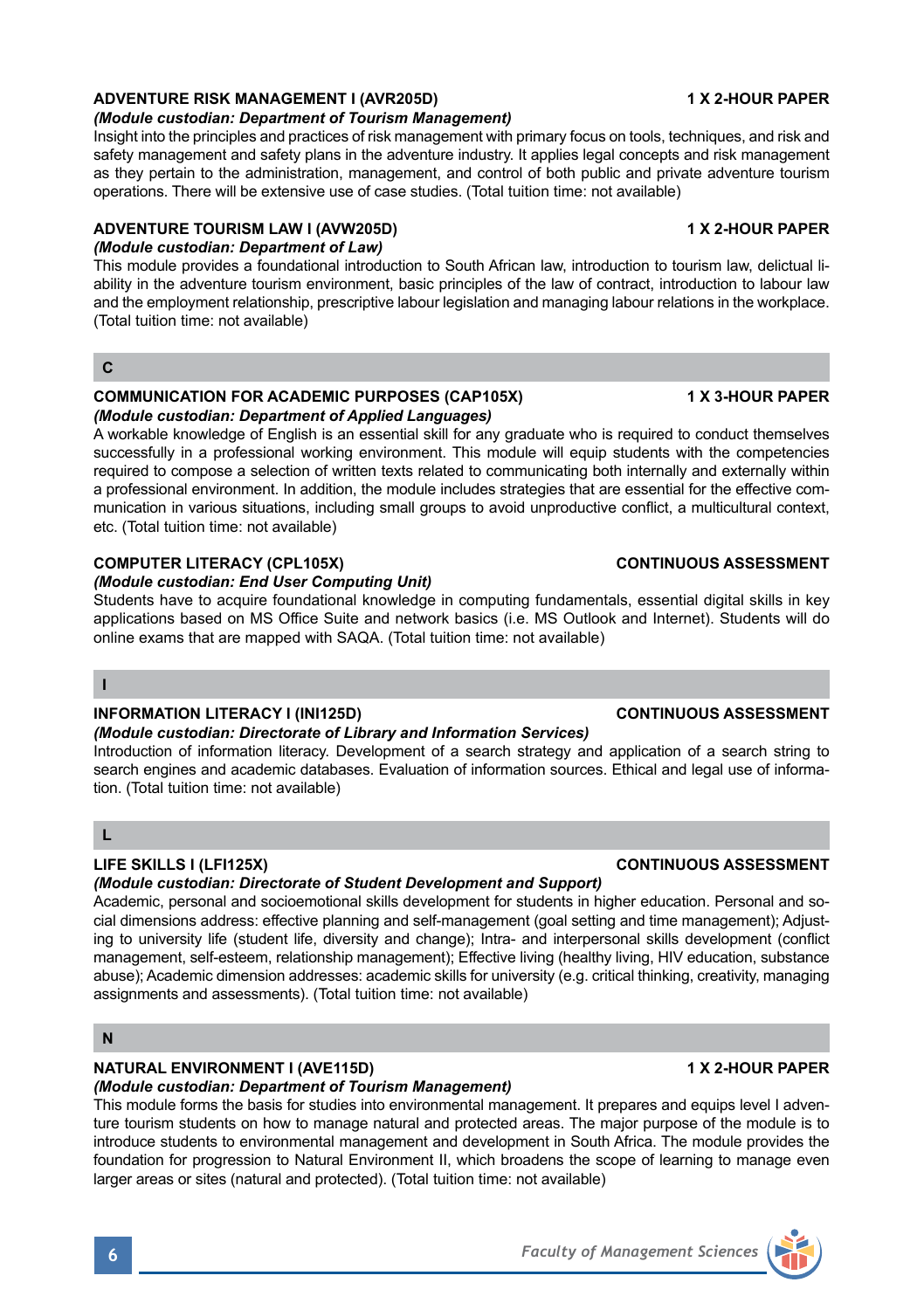### ADVENTURE RISK MANAGEMENT I (AVR205D) — 1 X 2-HOUR PAPER

*(Module custodian: Department of Tourism Management)*

Insight into the principles and practices of risk management with primary focus on tools, techniques, and risk and safety management and safety plans in the adventure industry. It applies legal concepts and risk management as they pertain to the administration, management, and control of both public and private adventure tourism operations. There will be extensive use of case studies. (Total tuition time: not available)

### ADVENTURE TOURISM LAW I (AVW205D) — 1 X 2-HOUR PAPER

*(Module custodian: Department of Law)*

This module provides a foundational introduction to South African law, introduction to tourism law, delictual liability in the adventure tourism environment, basic principles of the law of contract, introduction to labour law and the employment relationship, prescriptive labour legislation and managing labour relations in the workplace. (Total tuition time: not available)

## C

### COMMUNICATION FOR ACADEMIC PURPOSES (CAP105X) — 1 X 3-HOUR PAPER

*(Module custodian: Department of Applied Languages)*

A workable knowledge of English is an essential skill for any graduate who is required to conduct themselves successfully in a professional working environment. This module will equip students with the competencies required to compose a selection of written texts related to communicating both internally and externally within a professional environment. In addition, the module includes strategies that are essential for the effective communication in various situations, including small groups to avoid unproductive conflict, a multicultural context, etc. (Total tuition time: not available)

### COMPUTER LITERACY (CPL105X) — CONTINUOUS ASSESSMENT

*(Module custodian: End User Computing Unit)*

Students have to acquire foundational knowledge in computing fundamentals, essential digital skills in key applications based on MS Office Suite and network basics (i.e. MS Outlook and Internet). Students will do online exams that are mapped with SAQA. (Total tuition time: not available)

## I

### INFORMATION LITERACY I (INI125D) — CONTINUOUS ASSESSMENT

*(Module custodian: Directorate of Library and Information Services)*

Introduction of information literacy. Development of a search strategy and application of a search string to search engines and academic databases. Evaluation of information sources. Ethical and legal use of information. (Total tuition time: not available)

## L

### LIFE SKILLS I (LFI125X) — CONTINUOUS ASSESSMENT

*(Module custodian: Directorate of Student Development and Support)*

Academic, personal and socioemotional skills development for students in higher education. Personal and social dimensions address: effective planning and self-management (goal setting and time management); Adjusting to university life (student life, diversity and change); Intra- and interpersonal skills development (conflict management, self-esteem, relationship management); Effective living (healthy living, HIV education, substance abuse); Academic dimension addresses: academic skills for university (e.g. critical thinking, creativity, managing assignments and assessments). (Total tuition time: not available)

## N

### NATURAL ENVIRONMENT I (AVE115D) — 1 X 2-HOUR PAPER

*(Module custodian: Department of Tourism Management)*

This module forms the basis for studies into environmental management. It prepares and equips level I adventure tourism students on how to manage natural and protected areas. The major purpose of the module is to introduce students to environmental management and development in South Africa. The module provides the foundation for progression to Natural Environment II, which broadens the scope of learning to manage even larger areas or sites (natural and protected). (Total tuition time: not available)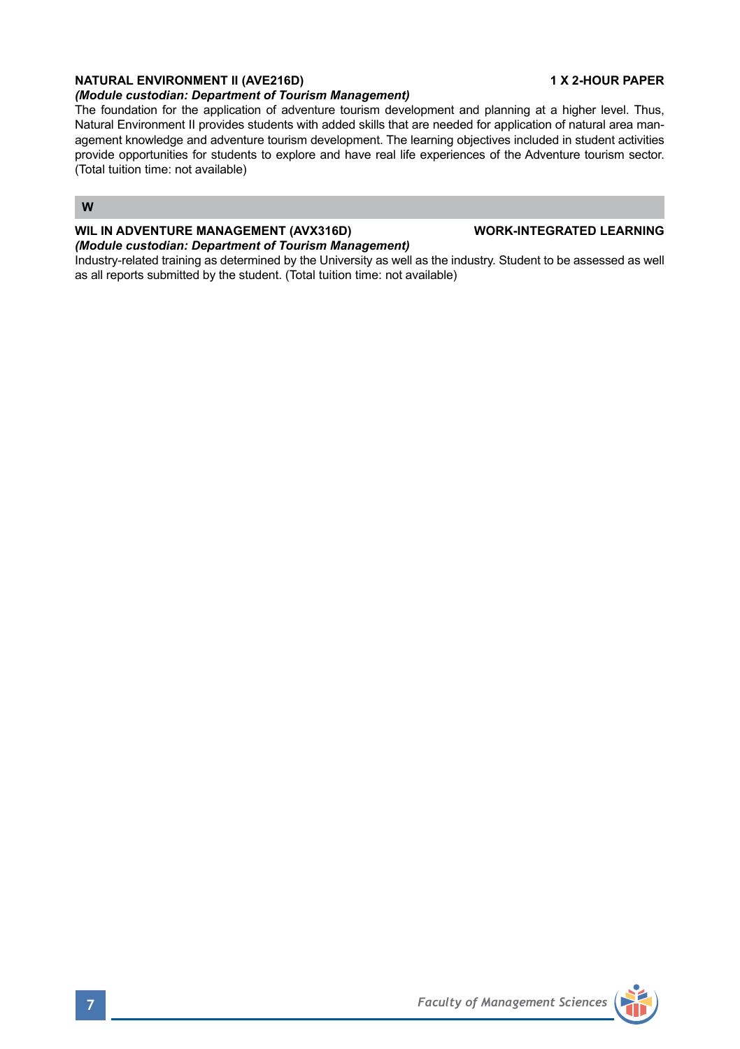**NATURAL ENVIRONMENT II (AVE216D)** **1 X 2-HOUR PAPER**

***(Module custodian: Department of Tourism Management)***

The foundation for the application of adventure tourism development and planning at a higher level. Thus, Natural Environment II provides students with added skills that are needed for application of natural area management knowledge and adventure tourism development. The learning objectives included in student activities provide opportunities for students to explore and have real life experiences of the Adventure tourism sector. (Total tuition time: not available)

## W

**WIL IN ADVENTURE MANAGEMENT (AVX316D)** **WORK-INTEGRATED LEARNING**

***(Module custodian: Department of Tourism Management)***

Industry-related training as determined by the University as well as the industry. Student to be assessed as well as all reports submitted by the student. (Total tuition time: not available)